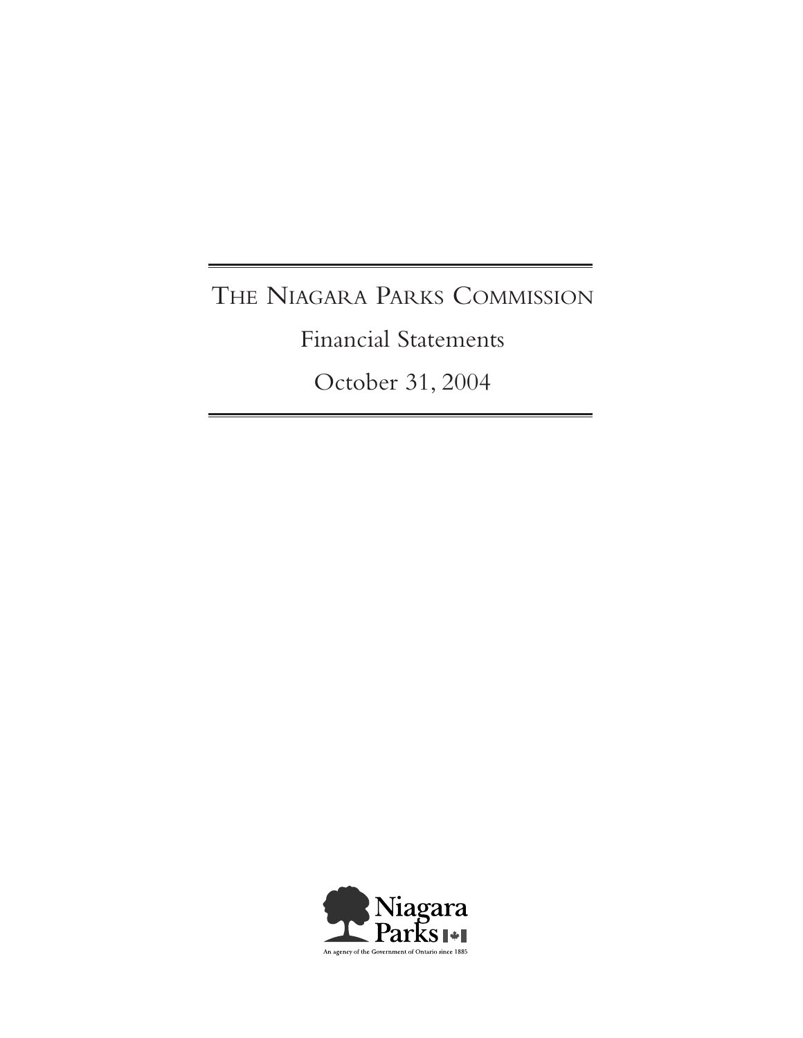# THE NIAGARA PARKS COMMISSION

## Financial Statements

## October 31, 2004

Niagara Parks

An agency of the Government of Ontario since 1885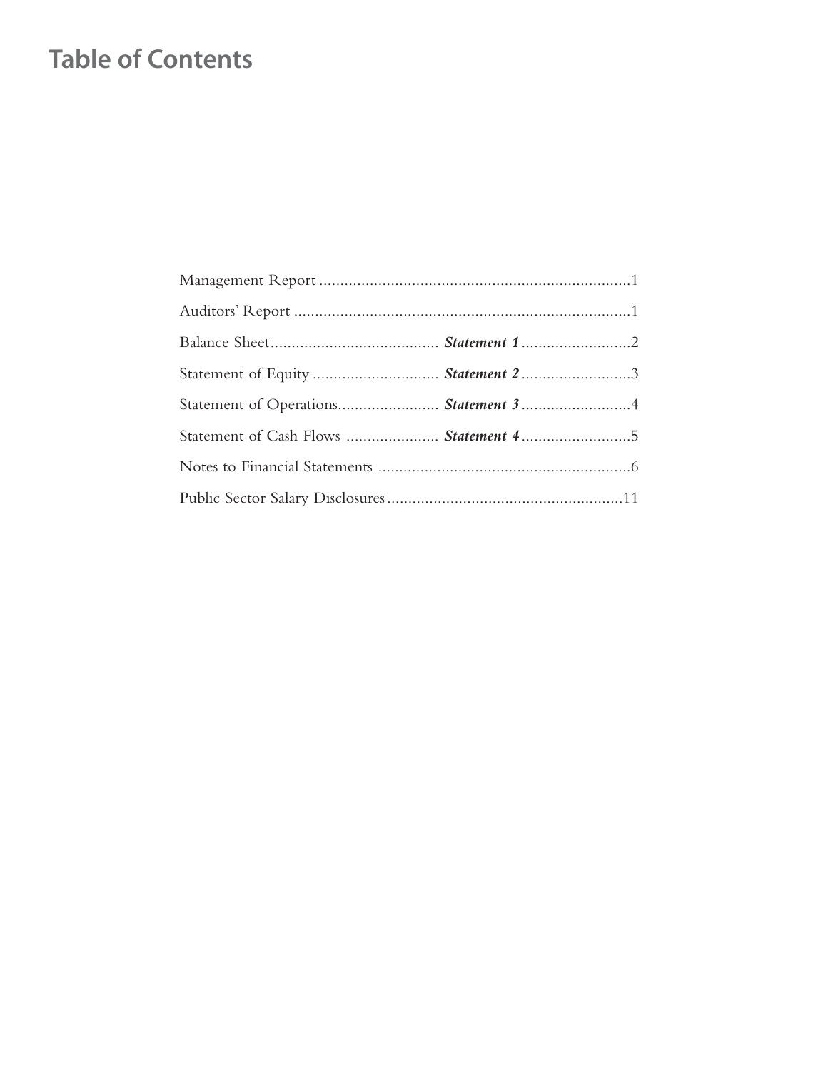# Table of Contents

| | | |
|---|---|---|
| Management Report | | 1 |
| Auditors' Report | | 1 |
| Balance Sheet | ***Statement 1*** | 2 |
| Statement of Equity | ***Statement 2*** | 3 |
| Statement of Operations | ***Statement 3*** | 4 |
| Statement of Cash Flows | ***Statement 4*** | 5 |
| Notes to Financial Statements | | 6 |
| Public Sector Salary Disclosures | | 11 |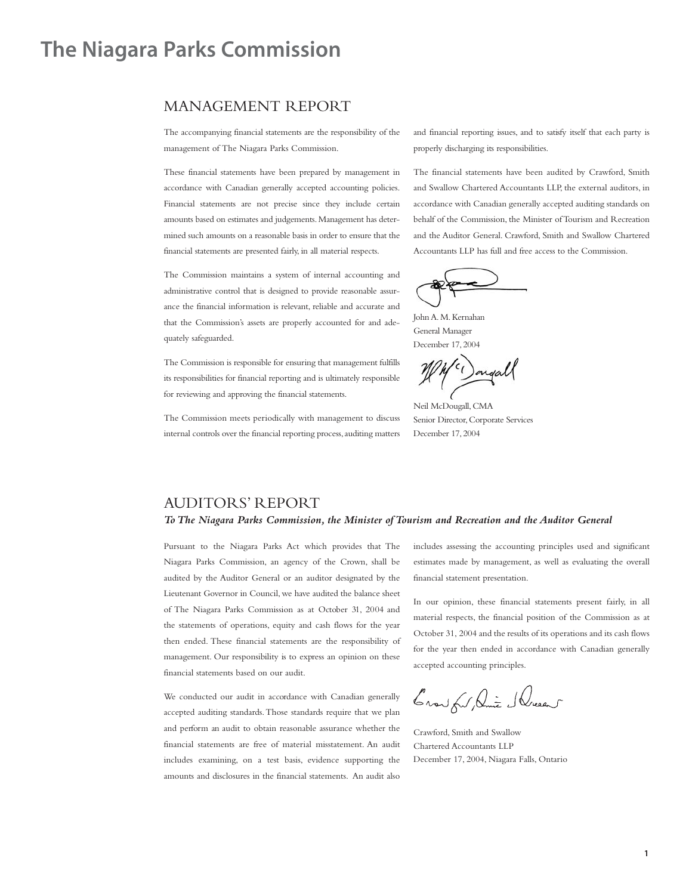# The Niagara Parks Commission

## MANAGEMENT REPORT

The accompanying financial statements are the responsibility of the management of The Niagara Parks Commission.

These financial statements have been prepared by management in accordance with Canadian generally accepted accounting policies. Financial statements are not precise since they include certain amounts based on estimates and judgements. Management has determined such amounts on a reasonable basis in order to ensure that the financial statements are presented fairly, in all material respects.

The Commission maintains a system of internal accounting and administrative control that is designed to provide reasonable assurance the financial information is relevant, reliable and accurate and that the Commission's assets are properly accounted for and adequately safeguarded.

The Commission is responsible for ensuring that management fulfills its responsibilities for financial reporting and is ultimately responsible for reviewing and approving the financial statements.

The Commission meets periodically with management to discuss internal controls over the financial reporting process, auditing matters and financial reporting issues, and to satisfy itself that each party is properly discharging its responsibilities.

The financial statements have been audited by Crawford, Smith and Swallow Chartered Accountants LLP, the external auditors, in accordance with Canadian generally accepted auditing standards on behalf of the Commission, the Minister of Tourism and Recreation and the Auditor General. Crawford, Smith and Swallow Chartered Accountants LLP has full and free access to the Commission.

John A. M. Kernahan
General Manager
December 17, 2004

Neil McDougall, CMA
Senior Director, Corporate Services
December 17, 2004

## AUDITORS' REPORT

***To The Niagara Parks Commission, the Minister of Tourism and Recreation and the Auditor General***

Pursuant to the Niagara Parks Act which provides that The Niagara Parks Commission, an agency of the Crown, shall be audited by the Auditor General or an auditor designated by the Lieutenant Governor in Council, we have audited the balance sheet of The Niagara Parks Commission as at October 31, 2004 and the statements of operations, equity and cash flows for the year then ended. These financial statements are the responsibility of management. Our responsibility is to express an opinion on these financial statements based on our audit.

We conducted our audit in accordance with Canadian generally accepted auditing standards. Those standards require that we plan and perform an audit to obtain reasonable assurance whether the financial statements are free of material misstatement. An audit includes examining, on a test basis, evidence supporting the amounts and disclosures in the financial statements. An audit also includes assessing the accounting principles used and significant estimates made by management, as well as evaluating the overall financial statement presentation.

In our opinion, these financial statements present fairly, in all material respects, the financial position of the Commission as at October 31, 2004 and the results of its operations and its cash flows for the year then ended in accordance with Canadian generally accepted accounting principles.

Crawford, Smith and Swallow
Chartered Accountants LLP
December 17, 2004, Niagara Falls, Ontario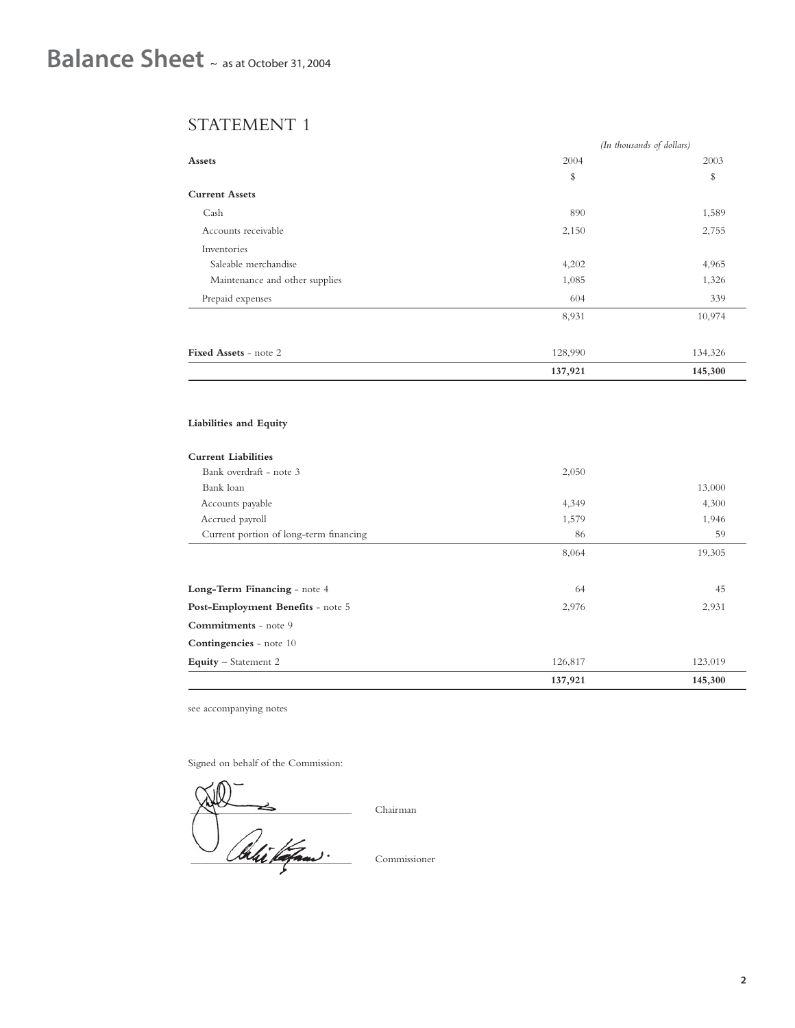# Balance Sheet ~ as at October 31, 2004

## STATEMENT 1

| | *(In thousands of dollars)* | |
|---|---|---|
| **Assets** | 2004 | 2003 |
| | $ | $ |
| **Current Assets** | | |
| Cash | 890 | 1,589 |
| Accounts receivable | 2,150 | 2,755 |
| Inventories | | |
| Saleable merchandise | 4,202 | 4,965 |
| Maintenance and other supplies | 1,085 | 1,326 |
| Prepaid expenses | 604 | 339 |
| | 8,931 | 10,974 |
| **Fixed Assets** - note 2 | 128,990 | 134,326 |
| | **137,921** | **145,300** |

| | 2004 | 2003 |
|---|---|---|
| **Liabilities and Equity** | | |
| **Current Liabilities** | | |
| Bank overdraft - note 3 | 2,050 | |
| Bank loan | | 13,000 |
| Accounts payable | 4,349 | 4,300 |
| Accrued payroll | 1,579 | 1,946 |
| Current portion of long-term financing | 86 | 59 |
| | 8,064 | 19,305 |
| **Long-Term Financing** - note 4 | 64 | 45 |
| **Post-Employment Benefits** - note 5 | 2,976 | 2,931 |
| **Commitments** - note 9 | | |
| **Contingencies** - note 10 | | |
| **Equity** – Statement 2 | 126,817 | 123,019 |
| | **137,921** | **145,300** |

see accompanying notes

Signed on behalf of the Commission:

Chairman

Commissioner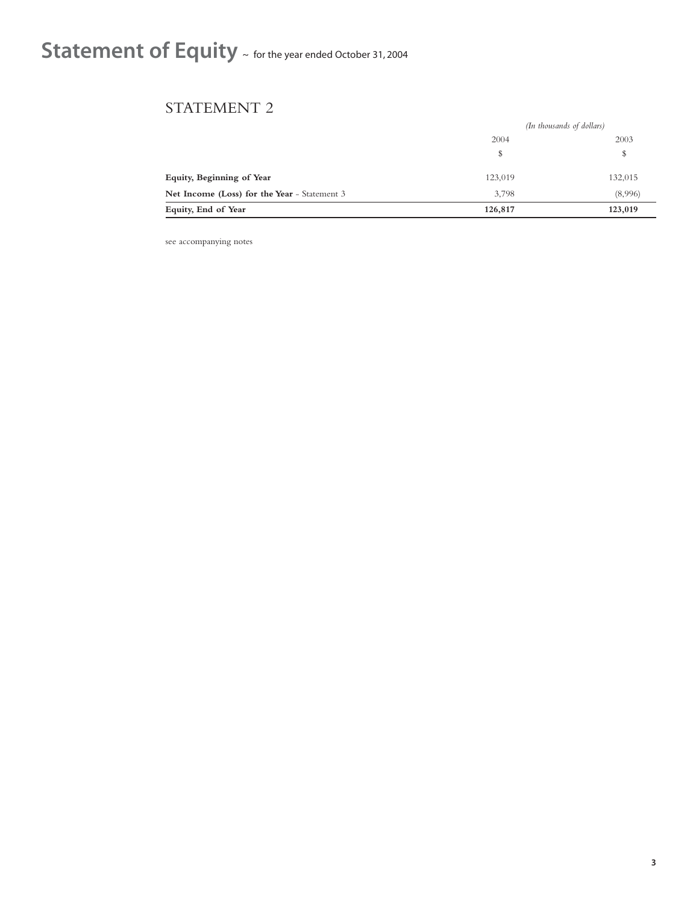# Statement of Equity ~ for the year ended October 31, 2004

## STATEMENT 2

| | *(In thousands of dollars)* | |
|---|---|---|
| | 2004 | 2003 |
| | $ | $ |
| **Equity, Beginning of Year** | 123,019 | 132,015 |
| **Net Income (Loss) for the Year** - Statement 3 | 3,798 | (8,996) |
| **Equity, End of Year** | **126,817** | **123,019** |

see accompanying notes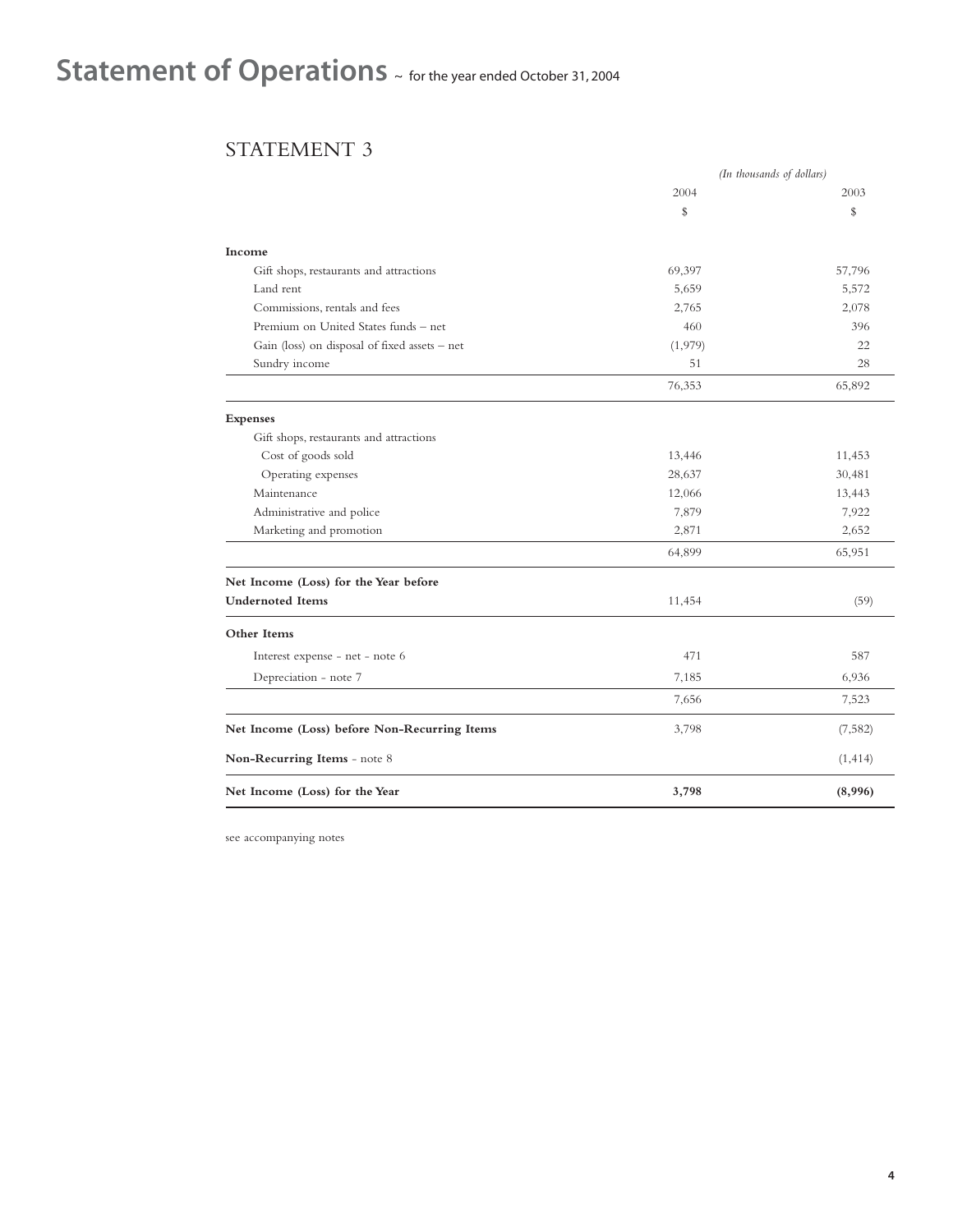# Statement of Operations ~ for the year ended October 31, 2004

## STATEMENT 3

| | *(In thousands of dollars)* | |
|---|---|---|
| | 2004 | 2003 |
| | $ | $ |
| **Income** | | |
| Gift shops, restaurants and attractions | 69,397 | 57,796 |
| Land rent | 5,659 | 5,572 |
| Commissions, rentals and fees | 2,765 | 2,078 |
| Premium on United States funds – net | 460 | 396 |
| Gain (loss) on disposal of fixed assets – net | (1,979) | 22 |
| Sundry income | 51 | 28 |
| | 76,353 | 65,892 |
| **Expenses** | | |
| Gift shops, restaurants and attractions | | |
| Cost of goods sold | 13,446 | 11,453 |
| Operating expenses | 28,637 | 30,481 |
| Maintenance | 12,066 | 13,443 |
| Administrative and police | 7,879 | 7,922 |
| Marketing and promotion | 2,871 | 2,652 |
| | 64,899 | 65,951 |
| **Net Income (Loss) for the Year before Undernoted Items** | 11,454 | (59) |
| **Other Items** | | |
| Interest expense - net - note 6 | 471 | 587 |
| Depreciation - note 7 | 7,185 | 6,936 |
| | 7,656 | 7,523 |
| **Net Income (Loss) before Non-Recurring Items** | 3,798 | (7,582) |
| **Non-Recurring Items** - note 8 | | (1,414) |
| **Net Income (Loss) for the Year** | **3,798** | **(8,996)** |

see accompanying notes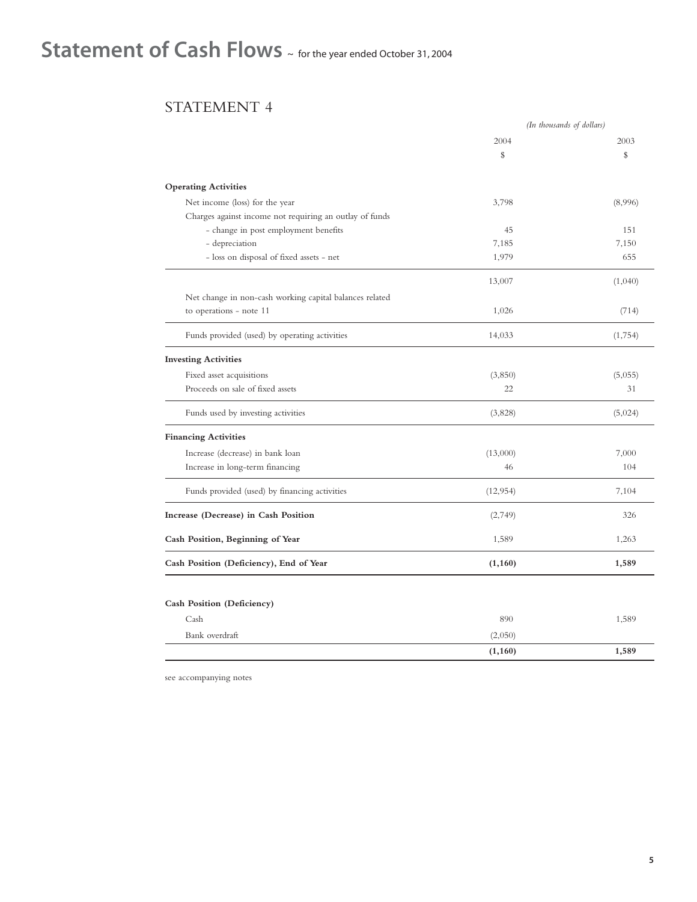# Statement of Cash Flows ~ for the year ended October 31, 2004

## STATEMENT 4

| | *(In thousands of dollars)* | |
|---|---|---|
| | 2004 | 2003 |
| | $ | $ |
| **Operating Activities** | | |
| Net income (loss) for the year | 3,798 | (8,996) |
| Charges against income not requiring an outlay of funds | | |
| - change in post employment benefits | 45 | 151 |
| - depreciation | 7,185 | 7,150 |
| - loss on disposal of fixed assets - net | 1,979 | 655 |
| | 13,007 | (1,040) |
| Net change in non-cash working capital balances related to operations - note 11 | 1,026 | (714) |
| Funds provided (used) by operating activities | 14,033 | (1,754) |
| **Investing Activities** | | |
| Fixed asset acquisitions | (3,850) | (5,055) |
| Proceeds on sale of fixed assets | 22 | 31 |
| Funds used by investing activities | (3,828) | (5,024) |
| **Financing Activities** | | |
| Increase (decrease) in bank loan | (13,000) | 7,000 |
| Increase in long-term financing | 46 | 104 |
| Funds provided (used) by financing activities | (12,954) | 7,104 |
| **Increase (Decrease) in Cash Position** | (2,749) | 326 |
| **Cash Position, Beginning of Year** | 1,589 | 1,263 |
| **Cash Position (Deficiency), End of Year** | **(1,160)** | **1,589** |
| | | |
| **Cash Position (Deficiency)** | | |
| Cash | 890 | 1,589 |
| Bank overdraft | (2,050) | |
| | **(1,160)** | **1,589** |

see accompanying notes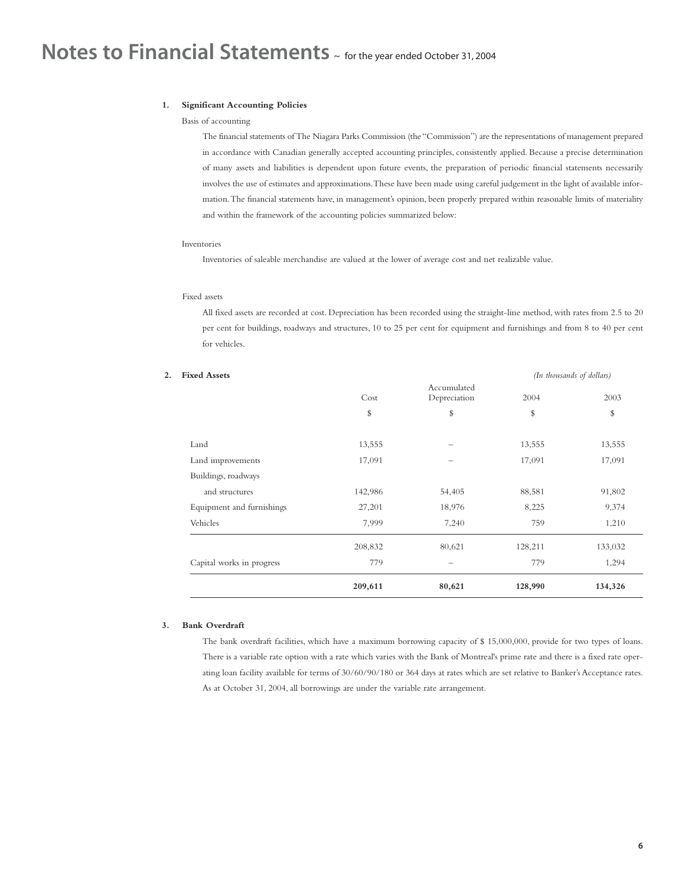# Notes to Financial Statements ~ for the year ended October 31, 2004

**1. Significant Accounting Policies**

Basis of accounting

The financial statements of The Niagara Parks Commission (the "Commission") are the representations of management prepared in accordance with Canadian generally accepted accounting principles, consistently applied. Because a precise determination of many assets and liabilities is dependent upon future events, the preparation of periodic financial statements necessarily involves the use of estimates and approximations. These have been made using careful judgement in the light of available information. The financial statements have, in management's opinion, been properly prepared within reasonable limits of materiality and within the framework of the accounting policies summarized below:

Inventories

Inventories of saleable merchandise are valued at the lower of average cost and net realizable value.

Fixed assets

All fixed assets are recorded at cost. Depreciation has been recorded using the straight-line method, with rates from 2.5 to 20 per cent for buildings, roadways and structures, 10 to 25 per cent for equipment and furnishings and from 8 to 40 per cent for vehicles.

**2. Fixed Assets**

*(In thousands of dollars)*

| | Cost | Accumulated Depreciation | 2004 | 2003 |
|---|---|---|---|---|
| | $ | $ | $ | $ |
| Land | 13,555 | – | 13,555 | 13,555 |
| Land improvements | 17,091 | – | 17,091 | 17,091 |
| Buildings, roadways and structures | 142,986 | 54,405 | 88,581 | 91,802 |
| Equipment and furnishings | 27,201 | 18,976 | 8,225 | 9,374 |
| Vehicles | 7,999 | 7,240 | 759 | 1,210 |
| | 208,832 | 80,621 | 128,211 | 133,032 |
| Capital works in progress | 779 | – | 779 | 1,294 |
| | **209,611** | **80,621** | **128,990** | **134,326** |

**3. Bank Overdraft**

The bank overdraft facilities, which have a maximum borrowing capacity of $ 15,000,000, provide for two types of loans. There is a variable rate option with a rate which varies with the Bank of Montreal's prime rate and there is a fixed rate operating loan facility available for terms of 30/60/90/180 or 364 days at rates which are set relative to Banker's Acceptance rates. As at October 31, 2004, all borrowings are under the variable rate arrangement.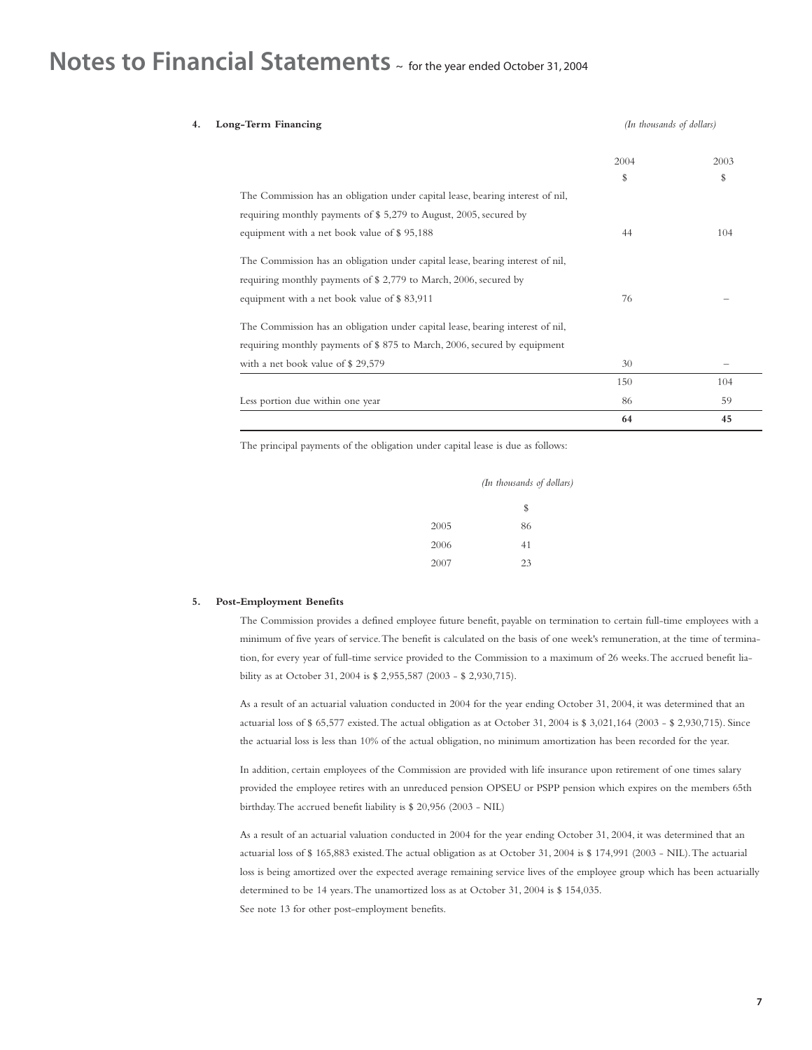# Notes to Financial Statements ~ for the year ended October 31, 2004

**4. Long-Term Financing**

*(In thousands of dollars)*

| | 2004 | 2003 |
|---|---|---|
| | $ | $ |
| The Commission has an obligation under capital lease, bearing interest of nil, requiring monthly payments of $ 5,279 to August, 2005, secured by equipment with a net book value of $ 95,188 | 44 | 104 |
| The Commission has an obligation under capital lease, bearing interest of nil, requiring monthly payments of $ 2,779 to March, 2006, secured by equipment with a net book value of $ 83,911 | 76 | – |
| The Commission has an obligation under capital lease, bearing interest of nil, requiring monthly payments of $ 875 to March, 2006, secured by equipment with a net book value of $ 29,579 | 30 | – |
| | 150 | 104 |
| Less portion due within one year | 86 | 59 |
| | **64** | **45** |

The principal payments of the obligation under capital lease is due as follows:

*(In thousands of dollars)*

| | $ |
|---|---|
| 2005 | 86 |
| 2006 | 41 |
| 2007 | 23 |

**5. Post-Employment Benefits**

The Commission provides a defined employee future benefit, payable on termination to certain full-time employees with a minimum of five years of service. The benefit is calculated on the basis of one week's remuneration, at the time of termination, for every year of full-time service provided to the Commission to a maximum of 26 weeks. The accrued benefit liability as at October 31, 2004 is $ 2,955,587 (2003 - $ 2,930,715).

As a result of an actuarial valuation conducted in 2004 for the year ending October 31, 2004, it was determined that an actuarial loss of $ 65,577 existed. The actual obligation as at October 31, 2004 is $ 3,021,164 (2003 - $ 2,930,715). Since the actuarial loss is less than 10% of the actual obligation, no minimum amortization has been recorded for the year.

In addition, certain employees of the Commission are provided with life insurance upon retirement of one times salary provided the employee retires with an unreduced pension OPSEU or PSPP pension which expires on the members 65th birthday. The accrued benefit liability is $ 20,956 (2003 - NIL)

As a result of an actuarial valuation conducted in 2004 for the year ending October 31, 2004, it was determined that an actuarial loss of $ 165,883 existed. The actual obligation as at October 31, 2004 is $ 174,991 (2003 - NIL). The actuarial loss is being amortized over the expected average remaining service lives of the employee group which has been actuarially determined to be 14 years. The unamortized loss as at October 31, 2004 is $ 154,035.
See note 13 for other post-employment benefits.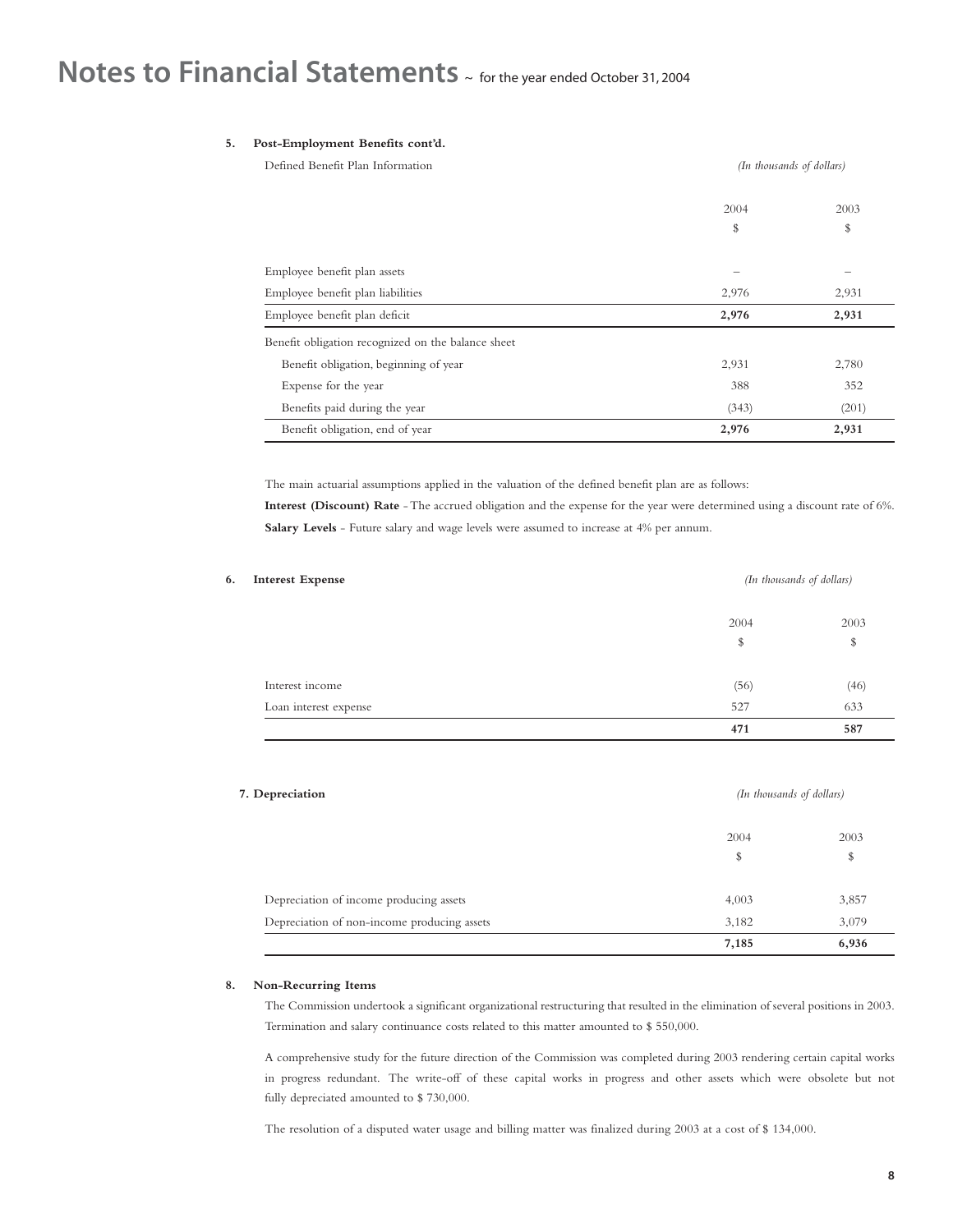# Notes to Financial Statements ~ for the year ended October 31, 2004

**5. Post-Employment Benefits cont'd.**

Defined Benefit Plan Information *(In thousands of dollars)*

| | 2004 | 2003 |
|---|---|---|
| | $ | $ |
| Employee benefit plan assets | – | – |
| Employee benefit plan liabilities | 2,976 | 2,931 |
| Employee benefit plan deficit | **2,976** | **2,931** |
| Benefit obligation recognized on the balance sheet | | |
| Benefit obligation, beginning of year | 2,931 | 2,780 |
| Expense for the year | 388 | 352 |
| Benefits paid during the year | (343) | (201) |
| Benefit obligation, end of year | **2,976** | **2,931** |

The main actuarial assumptions applied in the valuation of the defined benefit plan are as follows:

**Interest (Discount) Rate** - The accrued obligation and the expense for the year were determined using a discount rate of 6%.

**Salary Levels** - Future salary and wage levels were assumed to increase at 4% per annum.

**6. Interest Expense** *(In thousands of dollars)*

| | 2004 | 2003 |
|---|---|---|
| | $ | $ |
| Interest income | (56) | (46) |
| Loan interest expense | 527 | 633 |
| | **471** | **587** |

**7. Depreciation** *(In thousands of dollars)*

| | 2004 | 2003 |
|---|---|---|
| | $ | $ |
| Depreciation of income producing assets | 4,003 | 3,857 |
| Depreciation of non-income producing assets | 3,182 | 3,079 |
| | **7,185** | **6,936** |

**8. Non-Recurring Items**

The Commission undertook a significant organizational restructuring that resulted in the elimination of several positions in 2003. Termination and salary continuance costs related to this matter amounted to $ 550,000.

A comprehensive study for the future direction of the Commission was completed during 2003 rendering certain capital works in progress redundant. The write-off of these capital works in progress and other assets which were obsolete but not fully depreciated amounted to $ 730,000.

The resolution of a disputed water usage and billing matter was finalized during 2003 at a cost of $ 134,000.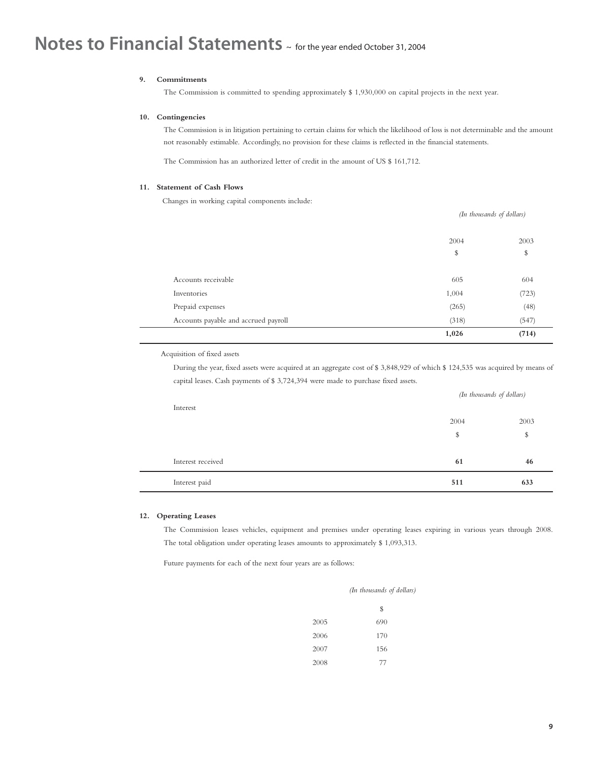# Notes to Financial Statements ~ for the year ended October 31, 2004

### 9. Commitments

The Commission is committed to spending approximately $ 1,930,000 on capital projects in the next year.

### 10. Contingencies

The Commission is in litigation pertaining to certain claims for which the likelihood of loss is not determinable and the amount not reasonably estimable. Accordingly, no provision for these claims is reflected in the financial statements.

The Commission has an authorized letter of credit in the amount of US $ 161,712.

### 11. Statement of Cash Flows

Changes in working capital components include:

| | *(In thousands of dollars)* | |
|---|---|---|
| | 2004 | 2003 |
| | $ | $ |
| Accounts receivable | 605 | 604 |
| Inventories | 1,004 | (723) |
| Prepaid expenses | (265) | (48) |
| Accounts payable and accrued payroll | (318) | (547) |
| | **1,026** | **(714)** |

Acquisition of fixed assets

During the year, fixed assets were acquired at an aggregate cost of $ 3,848,929 of which $ 124,535 was acquired by means of capital leases. Cash payments of $ 3,724,394 were made to purchase fixed assets.

| Interest | *(In thousands of dollars)* | |
|---|---|---|
| | 2004 | 2003 |
| | $ | $ |
| Interest received | **61** | **46** |
| Interest paid | **511** | **633** |

### 12. Operating Leases

The Commission leases vehicles, equipment and premises under operating leases expiring in various years through 2008. The total obligation under operating leases amounts to approximately $ 1,093,313.

Future payments for each of the next four years are as follows:

| | *(In thousands of dollars)* |
|---|---|
| | $ |
| 2005 | 690 |
| 2006 | 170 |
| 2007 | 156 |
| 2008 | 77 |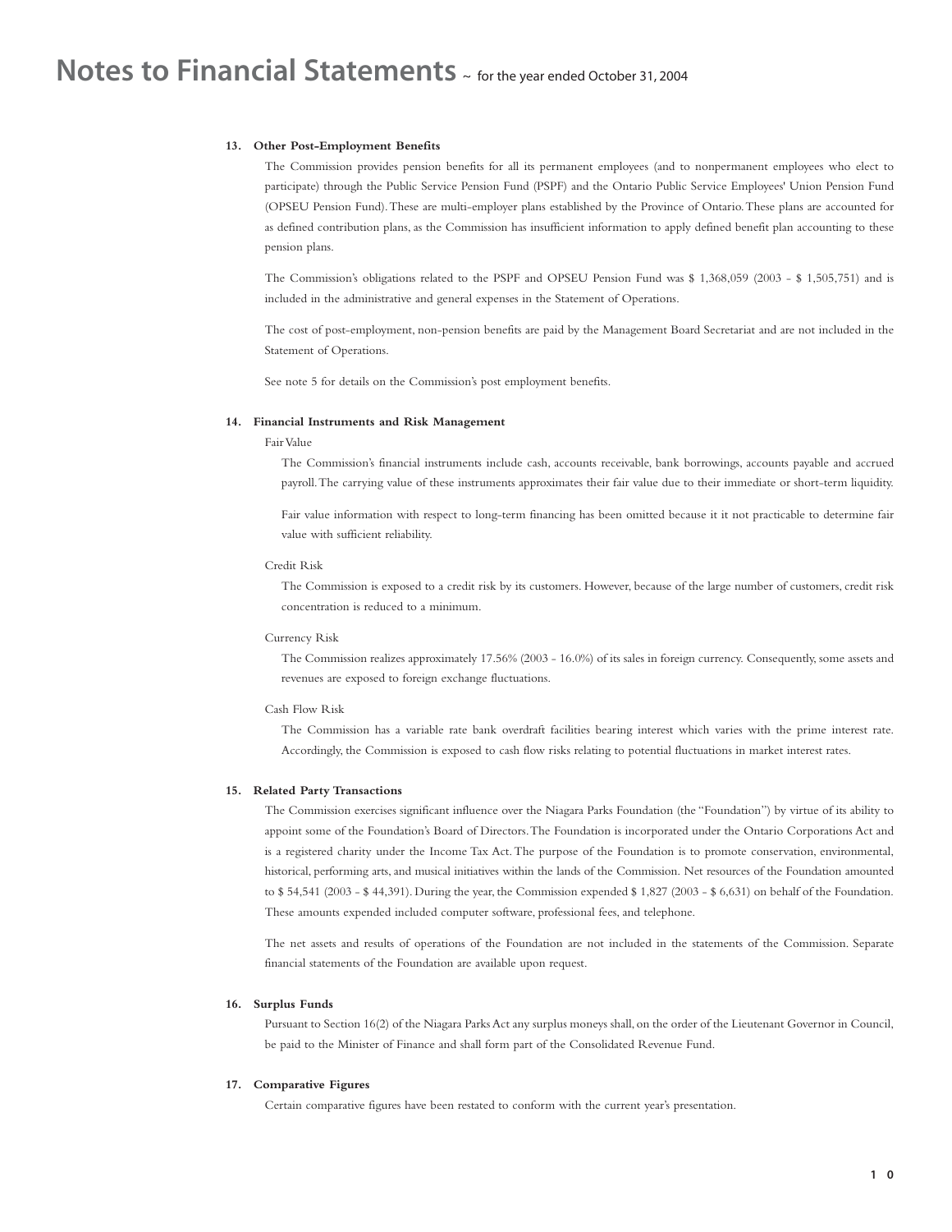# Notes to Financial Statements ~ for the year ended October 31, 2004

### 13. Other Post-Employment Benefits

The Commission provides pension benefits for all its permanent employees (and to nonpermanent employees who elect to participate) through the Public Service Pension Fund (PSPF) and the Ontario Public Service Employees' Union Pension Fund (OPSEU Pension Fund). These are multi-employer plans established by the Province of Ontario. These plans are accounted for as defined contribution plans, as the Commission has insufficient information to apply defined benefit plan accounting to these pension plans.

The Commission's obligations related to the PSPF and OPSEU Pension Fund was $ 1,368,059 (2003 - $ 1,505,751) and is included in the administrative and general expenses in the Statement of Operations.

The cost of post-employment, non-pension benefits are paid by the Management Board Secretariat and are not included in the Statement of Operations.

See note 5 for details on the Commission's post employment benefits.

### 14. Financial Instruments and Risk Management

Fair Value

The Commission's financial instruments include cash, accounts receivable, bank borrowings, accounts payable and accrued payroll. The carrying value of these instruments approximates their fair value due to their immediate or short-term liquidity.

Fair value information with respect to long-term financing has been omitted because it it not practicable to determine fair value with sufficient reliability.

Credit Risk

The Commission is exposed to a credit risk by its customers. However, because of the large number of customers, credit risk concentration is reduced to a minimum.

Currency Risk

The Commission realizes approximately 17.56% (2003 - 16.0%) of its sales in foreign currency. Consequently, some assets and revenues are exposed to foreign exchange fluctuations.

Cash Flow Risk

The Commission has a variable rate bank overdraft facilities bearing interest which varies with the prime interest rate. Accordingly, the Commission is exposed to cash flow risks relating to potential fluctuations in market interest rates.

### 15. Related Party Transactions

The Commission exercises significant influence over the Niagara Parks Foundation (the "Foundation") by virtue of its ability to appoint some of the Foundation's Board of Directors. The Foundation is incorporated under the Ontario Corporations Act and is a registered charity under the Income Tax Act. The purpose of the Foundation is to promote conservation, environmental, historical, performing arts, and musical initiatives within the lands of the Commission. Net resources of the Foundation amounted to $ 54,541 (2003 - $ 44,391). During the year, the Commission expended $ 1,827 (2003 - $ 6,631) on behalf of the Foundation. These amounts expended included computer software, professional fees, and telephone.

The net assets and results of operations of the Foundation are not included in the statements of the Commission. Separate financial statements of the Foundation are available upon request.

### 16. Surplus Funds

Pursuant to Section 16(2) of the Niagara Parks Act any surplus moneys shall, on the order of the Lieutenant Governor in Council, be paid to the Minister of Finance and shall form part of the Consolidated Revenue Fund.

### 17. Comparative Figures

Certain comparative figures have been restated to conform with the current year's presentation.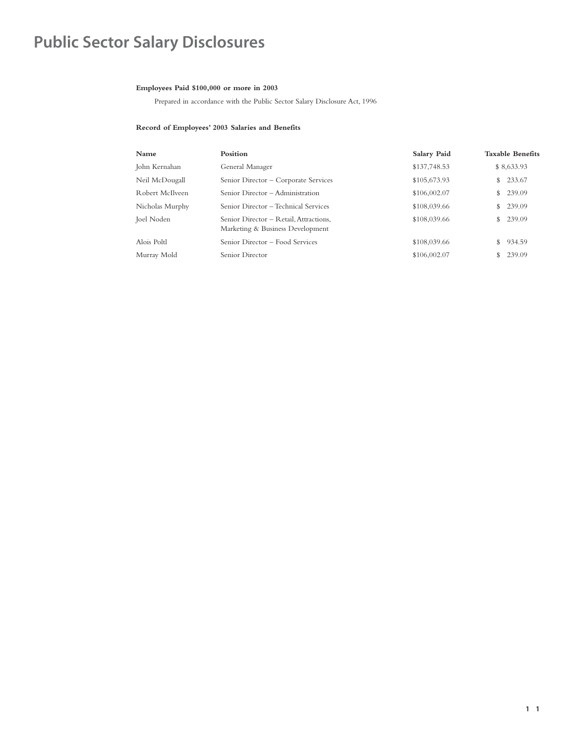# Public Sector Salary Disclosures

**Employees Paid $100,000 or more in 2003**

Prepared in accordance with the Public Sector Salary Disclosure Act, 1996

**Record of Employees' 2003 Salaries and Benefits**

| Name | Position | Salary Paid | Taxable Benefits |
|---|---|---|---|
| John Kernahan | General Manager | $137,748.53 | $ 8,633.93 |
| Neil McDougall | Senior Director – Corporate Services | $105,673.93 | $ 233.67 |
| Robert McIlveen | Senior Director – Administration | $106,002.07 | $ 239.09 |
| Nicholas Murphy | Senior Director – Technical Services | $108,039.66 | $ 239.09 |
| Joel Noden | Senior Director – Retail, Attractions, Marketing & Business Development | $108,039.66 | $ 239.09 |
| Alois Poltl | Senior Director – Food Services | $108,039.66 | $ 934.59 |
| Murray Mold | Senior Director | $106,002.07 | $ 239.09 |